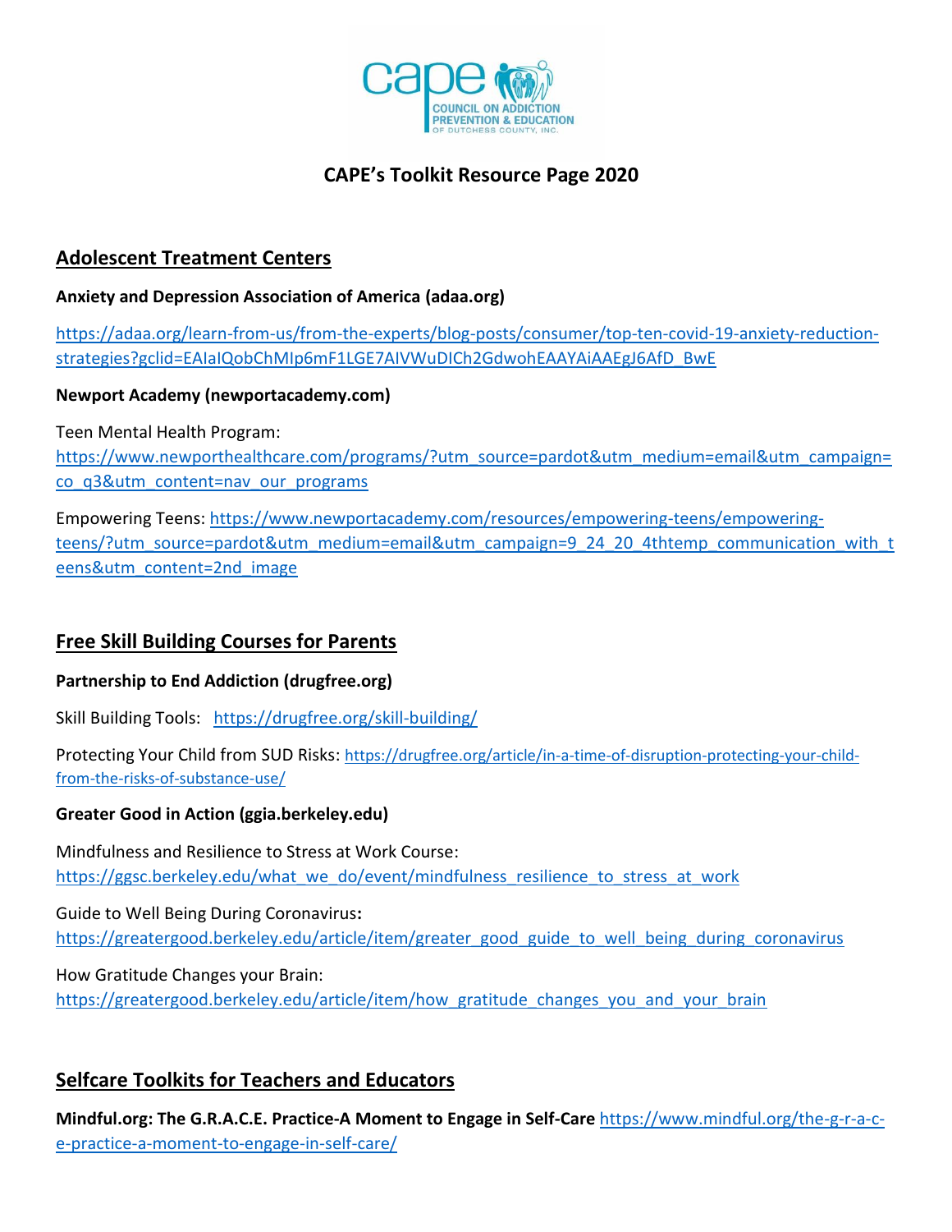# CAPE's Toolkit Resource Page 2020

## Adolescent Treatment Centers

**Anxiety and Depression Association of America (adaa.org)**

https://adaa.org/learn-from-us/from-the-experts/blog-posts/consumer/top-ten-covid-19-anxiety-reduction-strategies?gclid=EAIaIQobChMIp6mF1LGE7AIVWuDICh2GdwohEAAYAiAAEgJ6AfD_BwE

**Newport Academy (newportacademy.com)**

Teen Mental Health Program: https://www.newporthealthcare.com/programs/?utm_source=pardot&utm_medium=email&utm_campaign=co_q3&utm_content=nav_our_programs

Empowering Teens: https://www.newportacademy.com/resources/empowering-teens/empowering-teens/?utm_source=pardot&utm_medium=email&utm_campaign=9_24_20_4thtemp_communication_with_teens&utm_content=2nd_image

## Free Skill Building Courses for Parents

**Partnership to End Addiction (drugfree.org)**

Skill Building Tools: https://drugfree.org/skill-building/

Protecting Your Child from SUD Risks: https://drugfree.org/article/in-a-time-of-disruption-protecting-your-child-from-the-risks-of-substance-use/

**Greater Good in Action (ggia.berkeley.edu)**

Mindfulness and Resilience to Stress at Work Course: https://ggsc.berkeley.edu/what_we_do/event/mindfulness_resilience_to_stress_at_work

Guide to Well Being During Coronavirus**:** https://greatergood.berkeley.edu/article/item/greater_good_guide_to_well_being_during_coronavirus

How Gratitude Changes your Brain: https://greatergood.berkeley.edu/article/item/how_gratitude_changes_you_and_your_brain

## Selfcare Toolkits for Teachers and Educators

**Mindful.org: The G.R.A.C.E. Practice-A Moment to Engage in Self-Care** https://www.mindful.org/the-g-r-a-c-e-practice-a-moment-to-engage-in-self-care/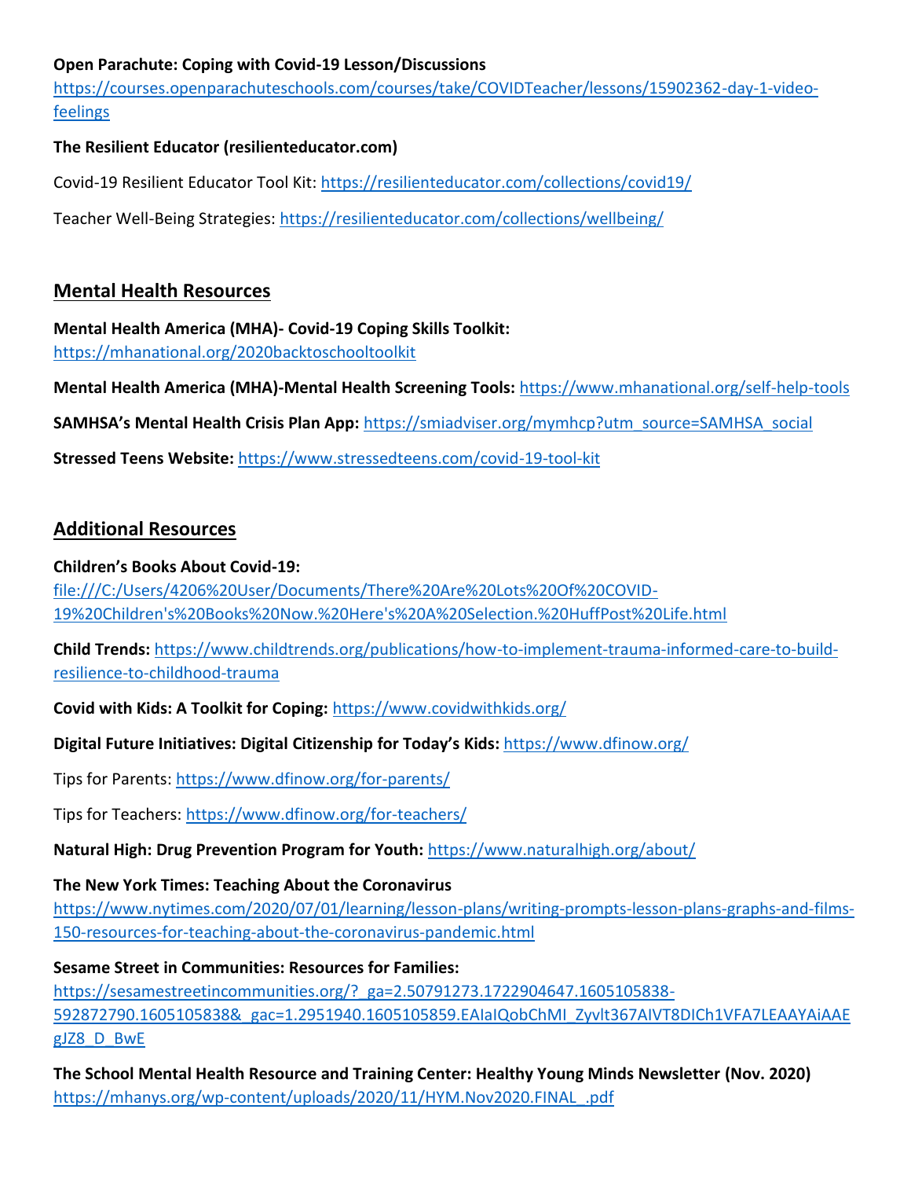**Open Parachute: Coping with Covid-19 Lesson/Discussions**
https://courses.openparachuteschools.com/courses/take/COVIDTeacher/lessons/15902362-day-1-video-feelings

**The Resilient Educator (resilienteducator.com)**

Covid-19 Resilient Educator Tool Kit: https://resilienteducator.com/collections/covid19/

Teacher Well-Being Strategies: https://resilienteducator.com/collections/wellbeing/

## Mental Health Resources

**Mental Health America (MHA)- Covid-19 Coping Skills Toolkit:**
https://mhanational.org/2020backtoschooltoolkit

**Mental Health America (MHA)-Mental Health Screening Tools:** https://www.mhanational.org/self-help-tools

**SAMHSA's Mental Health Crisis Plan App:** https://smiadviser.org/mymhcp?utm_source=SAMHSA_social

**Stressed Teens Website:** https://www.stressedteens.com/covid-19-tool-kit

## Additional Resources

**Children's Books About Covid-19:**
file:///C:/Users/4206%20User/Documents/There%20Are%20Lots%20Of%20COVID-19%20Children's%20Books%20Now.%20Here's%20A%20Selection.%20HuffPost%20Life.html

**Child Trends:** https://www.childtrends.org/publications/how-to-implement-trauma-informed-care-to-build-resilience-to-childhood-trauma

**Covid with Kids: A Toolkit for Coping:** https://www.covidwithkids.org/

**Digital Future Initiatives: Digital Citizenship for Today's Kids:** https://www.dfinow.org/

Tips for Parents: https://www.dfinow.org/for-parents/

Tips for Teachers: https://www.dfinow.org/for-teachers/

**Natural High: Drug Prevention Program for Youth:** https://www.naturalhigh.org/about/

**The New York Times: Teaching About the Coronavirus**
https://www.nytimes.com/2020/07/01/learning/lesson-plans/writing-prompts-lesson-plans-graphs-and-films-150-resources-for-teaching-about-the-coronavirus-pandemic.html

**Sesame Street in Communities: Resources for Families:**
https://sesamestreetincommunities.org/?_ga=2.50791273.1722904647.1605105838-592872790.1605105838&_gac=1.2951940.1605105859.EAIaIQobChMI_Zyvlt367AIVT8DICh1VFA7LEAAYAiAAEgJZ8_D_BwE

**The School Mental Health Resource and Training Center: Healthy Young Minds Newsletter (Nov. 2020)**
https://mhanys.org/wp-content/uploads/2020/11/HYM.Nov2020.FINAL_.pdf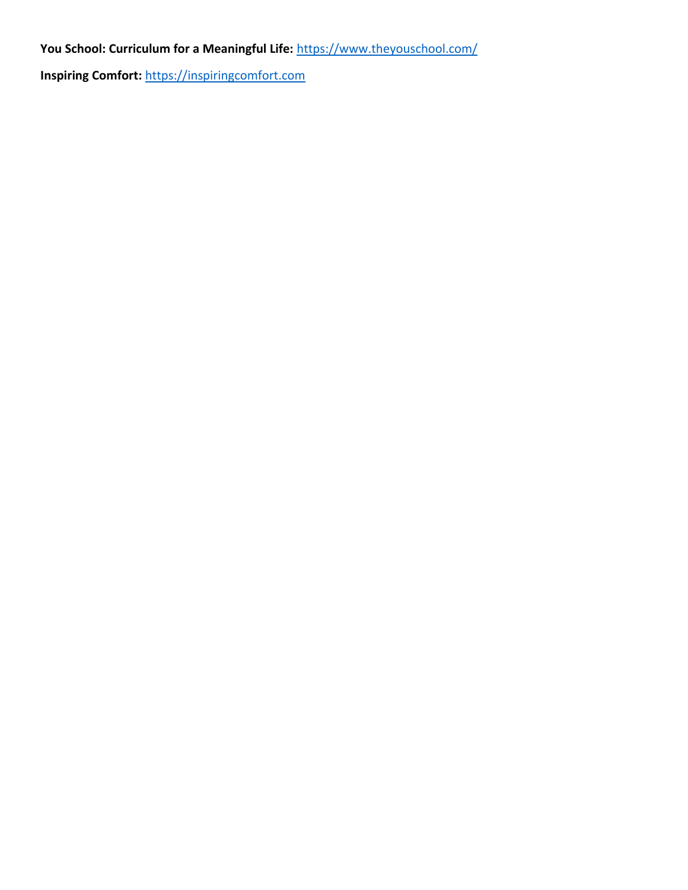**You School: Curriculum for a Meaningful Life:** [https://www.theyouschool.com/](https://www.theyouschool.com/)

**Inspiring Comfort:** [https://inspiringcomfort.com](https://inspiringcomfort.com)